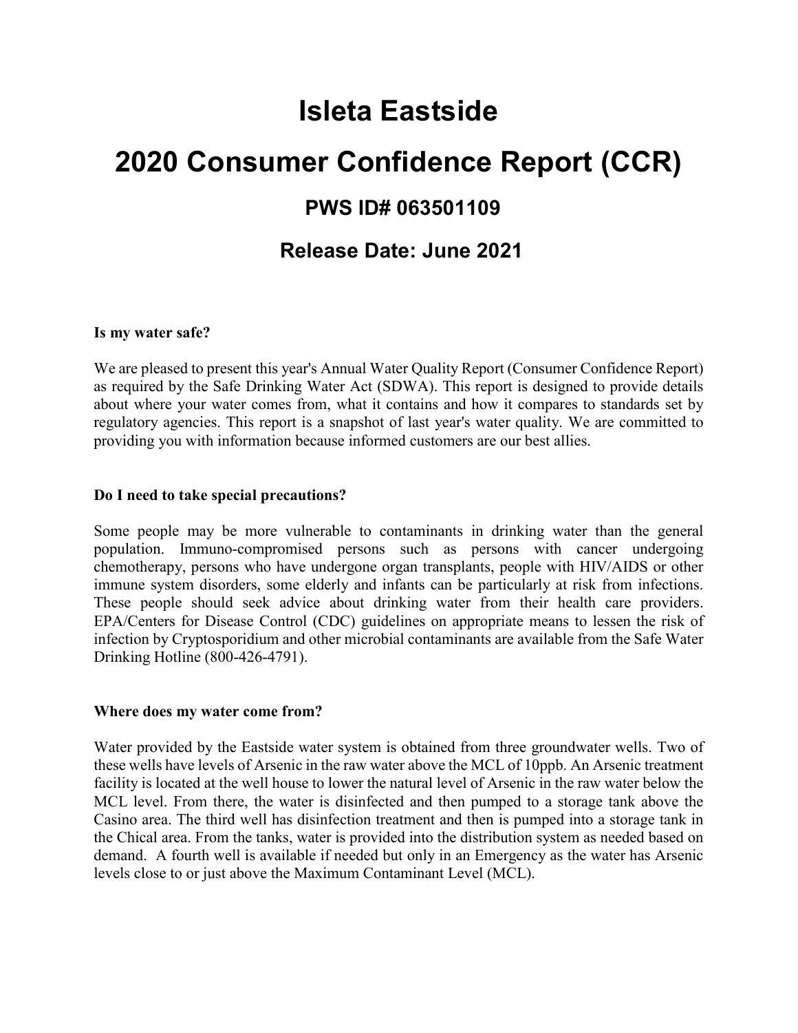# Isleta Eastside

# 2020 Consumer Confidence Report (CCR)

## PWS ID# 063501109

## Release Date: June 2021

**Is my water safe?**

We are pleased to present this year's Annual Water Quality Report (Consumer Confidence Report) as required by the Safe Drinking Water Act (SDWA). This report is designed to provide details about where your water comes from, what it contains and how it compares to standards set by regulatory agencies. This report is a snapshot of last year's water quality. We are committed to providing you with information because informed customers are our best allies.

**Do I need to take special precautions?**

Some people may be more vulnerable to contaminants in drinking water than the general population. Immuno-compromised persons such as persons with cancer undergoing chemotherapy, persons who have undergone organ transplants, people with HIV/AIDS or other immune system disorders, some elderly and infants can be particularly at risk from infections. These people should seek advice about drinking water from their health care providers. EPA/Centers for Disease Control (CDC) guidelines on appropriate means to lessen the risk of infection by Cryptosporidium and other microbial contaminants are available from the Safe Water Drinking Hotline (800-426-4791).

**Where does my water come from?**

Water provided by the Eastside water system is obtained from three groundwater wells. Two of these wells have levels of Arsenic in the raw water above the MCL of 10ppb. An Arsenic treatment facility is located at the well house to lower the natural level of Arsenic in the raw water below the MCL level. From there, the water is disinfected and then pumped to a storage tank above the Casino area. The third well has disinfection treatment and then is pumped into a storage tank in the Chical area. From the tanks, water is provided into the distribution system as needed based on demand. A fourth well is available if needed but only in an Emergency as the water has Arsenic levels close to or just above the Maximum Contaminant Level (MCL).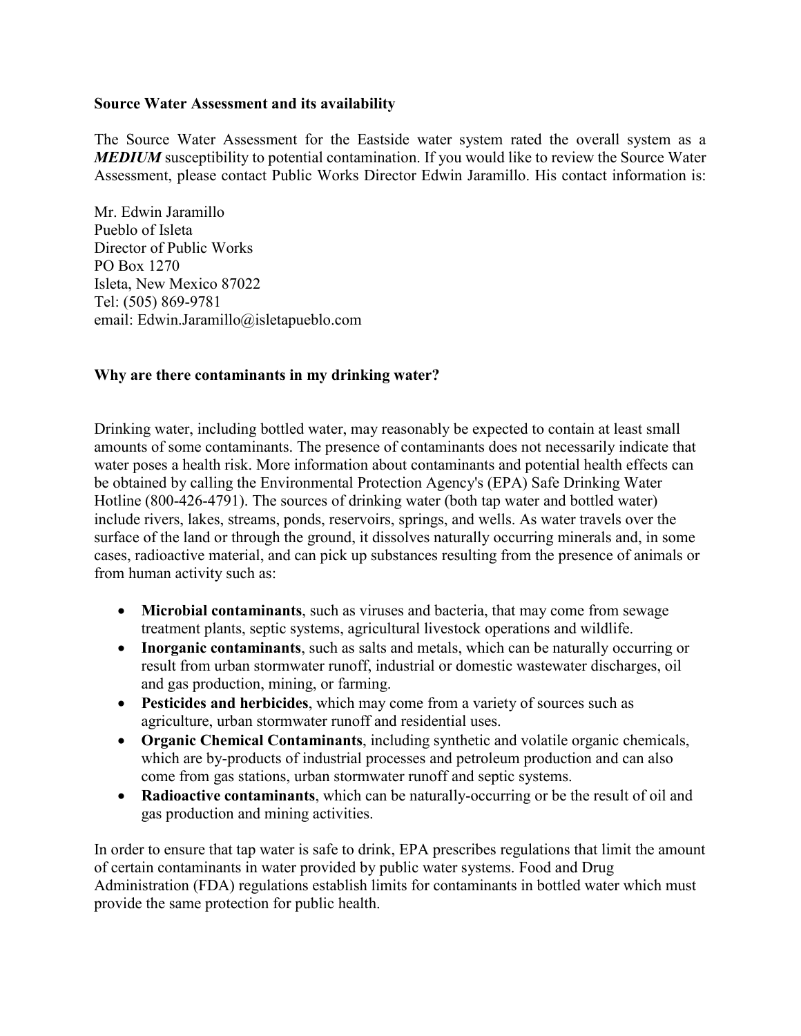**Source Water Assessment and its availability**

The Source Water Assessment for the Eastside water system rated the overall system as a ***MEDIUM*** susceptibility to potential contamination. If you would like to review the Source Water Assessment, please contact Public Works Director Edwin Jaramillo. His contact information is:

Mr. Edwin Jaramillo  
Pueblo of Isleta  
Director of Public Works  
PO Box 1270  
Isleta, New Mexico 87022  
Tel: (505) 869-9781  
email: Edwin.Jaramillo@isletapueblo.com

**Why are there contaminants in my drinking water?**

Drinking water, including bottled water, may reasonably be expected to contain at least small amounts of some contaminants. The presence of contaminants does not necessarily indicate that water poses a health risk. More information about contaminants and potential health effects can be obtained by calling the Environmental Protection Agency's (EPA) Safe Drinking Water Hotline (800-426-4791). The sources of drinking water (both tap water and bottled water) include rivers, lakes, streams, ponds, reservoirs, springs, and wells. As water travels over the surface of the land or through the ground, it dissolves naturally occurring minerals and, in some cases, radioactive material, and can pick up substances resulting from the presence of animals or from human activity such as:

- **Microbial contaminants**, such as viruses and bacteria, that may come from sewage treatment plants, septic systems, agricultural livestock operations and wildlife.
- **Inorganic contaminants**, such as salts and metals, which can be naturally occurring or result from urban stormwater runoff, industrial or domestic wastewater discharges, oil and gas production, mining, or farming.
- **Pesticides and herbicides**, which may come from a variety of sources such as agriculture, urban stormwater runoff and residential uses.
- **Organic Chemical Contaminants**, including synthetic and volatile organic chemicals, which are by-products of industrial processes and petroleum production and can also come from gas stations, urban stormwater runoff and septic systems.
- **Radioactive contaminants**, which can be naturally-occurring or be the result of oil and gas production and mining activities.

In order to ensure that tap water is safe to drink, EPA prescribes regulations that limit the amount of certain contaminants in water provided by public water systems. Food and Drug Administration (FDA) regulations establish limits for contaminants in bottled water which must provide the same protection for public health.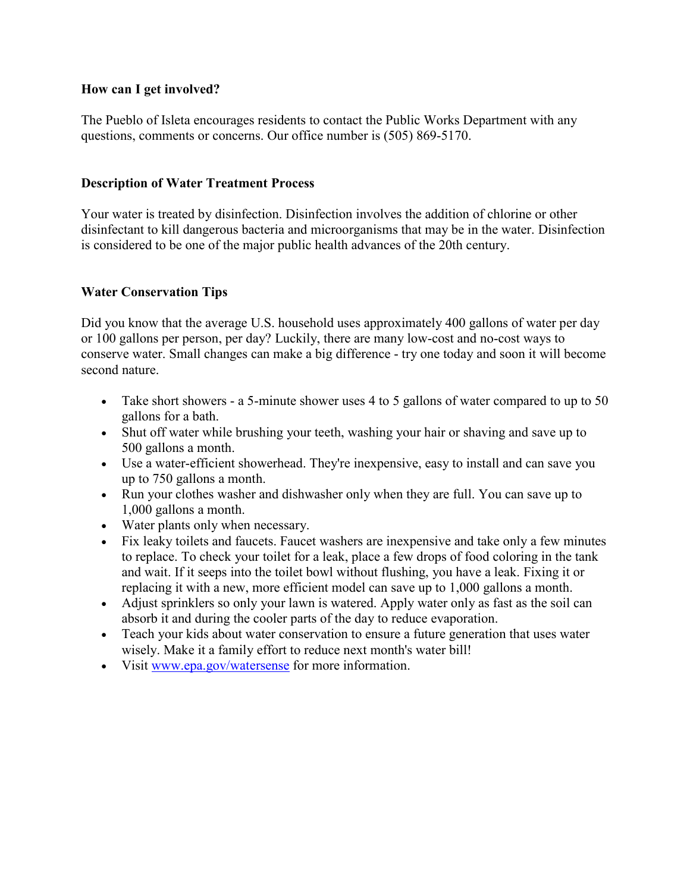**How can I get involved?**

The Pueblo of Isleta encourages residents to contact the Public Works Department with any questions, comments or concerns. Our office number is (505) 869-5170.

**Description of Water Treatment Process**

Your water is treated by disinfection. Disinfection involves the addition of chlorine or other disinfectant to kill dangerous bacteria and microorganisms that may be in the water. Disinfection is considered to be one of the major public health advances of the 20th century.

**Water Conservation Tips**

Did you know that the average U.S. household uses approximately 400 gallons of water per day or 100 gallons per person, per day? Luckily, there are many low-cost and no-cost ways to conserve water. Small changes can make a big difference - try one today and soon it will become second nature.

- Take short showers - a 5-minute shower uses 4 to 5 gallons of water compared to up to 50 gallons for a bath.
- Shut off water while brushing your teeth, washing your hair or shaving and save up to 500 gallons a month.
- Use a water-efficient showerhead. They're inexpensive, easy to install and can save you up to 750 gallons a month.
- Run your clothes washer and dishwasher only when they are full. You can save up to 1,000 gallons a month.
- Water plants only when necessary.
- Fix leaky toilets and faucets. Faucet washers are inexpensive and take only a few minutes to replace. To check your toilet for a leak, place a few drops of food coloring in the tank and wait. If it seeps into the toilet bowl without flushing, you have a leak. Fixing it or replacing it with a new, more efficient model can save up to 1,000 gallons a month.
- Adjust sprinklers so only your lawn is watered. Apply water only as fast as the soil can absorb it and during the cooler parts of the day to reduce evaporation.
- Teach your kids about water conservation to ensure a future generation that uses water wisely. Make it a family effort to reduce next month's water bill!
- Visit www.epa.gov/watersense for more information.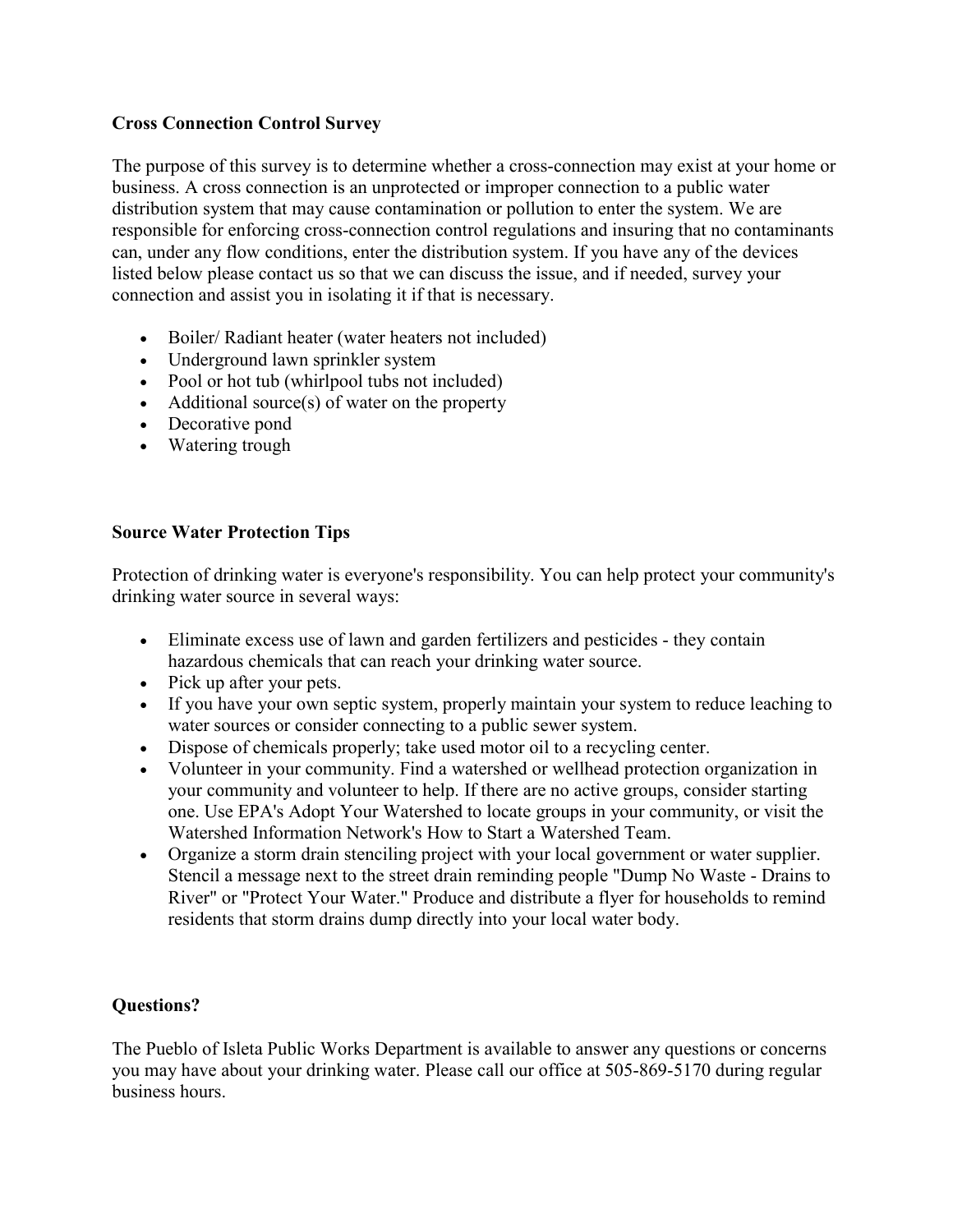**Cross Connection Control Survey**

The purpose of this survey is to determine whether a cross-connection may exist at your home or business. A cross connection is an unprotected or improper connection to a public water distribution system that may cause contamination or pollution to enter the system. We are responsible for enforcing cross-connection control regulations and insuring that no contaminants can, under any flow conditions, enter the distribution system. If you have any of the devices listed below please contact us so that we can discuss the issue, and if needed, survey your connection and assist you in isolating it if that is necessary.

- Boiler/ Radiant heater (water heaters not included)
- Underground lawn sprinkler system
- Pool or hot tub (whirlpool tubs not included)
- Additional source(s) of water on the property
- Decorative pond
- Watering trough

**Source Water Protection Tips**

Protection of drinking water is everyone's responsibility. You can help protect your community's drinking water source in several ways:

- Eliminate excess use of lawn and garden fertilizers and pesticides - they contain hazardous chemicals that can reach your drinking water source.
- Pick up after your pets.
- If you have your own septic system, properly maintain your system to reduce leaching to water sources or consider connecting to a public sewer system.
- Dispose of chemicals properly; take used motor oil to a recycling center.
- Volunteer in your community. Find a watershed or wellhead protection organization in your community and volunteer to help. If there are no active groups, consider starting one. Use EPA's Adopt Your Watershed to locate groups in your community, or visit the Watershed Information Network's How to Start a Watershed Team.
- Organize a storm drain stenciling project with your local government or water supplier. Stencil a message next to the street drain reminding people "Dump No Waste - Drains to River" or "Protect Your Water." Produce and distribute a flyer for households to remind residents that storm drains dump directly into your local water body.

**Questions?**

The Pueblo of Isleta Public Works Department is available to answer any questions or concerns you may have about your drinking water. Please call our office at 505-869-5170 during regular business hours.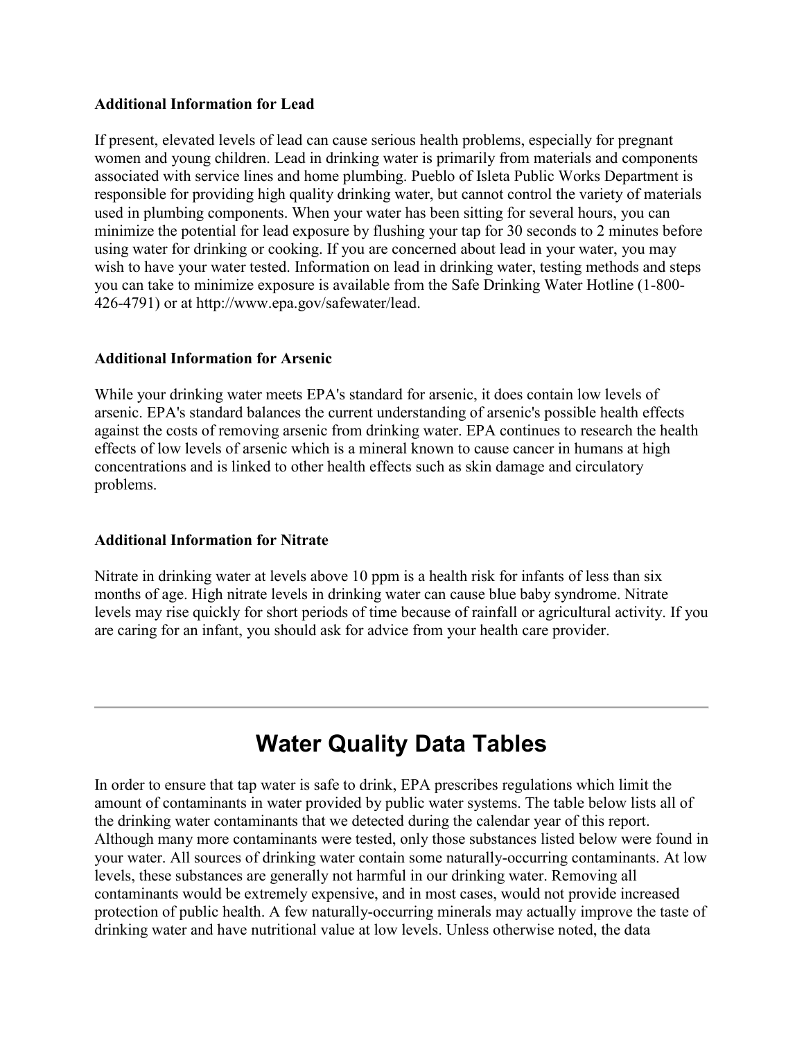**Additional Information for Lead**

If present, elevated levels of lead can cause serious health problems, especially for pregnant women and young children. Lead in drinking water is primarily from materials and components associated with service lines and home plumbing. Pueblo of Isleta Public Works Department is responsible for providing high quality drinking water, but cannot control the variety of materials used in plumbing components. When your water has been sitting for several hours, you can minimize the potential for lead exposure by flushing your tap for 30 seconds to 2 minutes before using water for drinking or cooking. If you are concerned about lead in your water, you may wish to have your water tested. Information on lead in drinking water, testing methods and steps you can take to minimize exposure is available from the Safe Drinking Water Hotline (1-800-426-4791) or at http://www.epa.gov/safewater/lead.

**Additional Information for Arsenic**

While your drinking water meets EPA's standard for arsenic, it does contain low levels of arsenic. EPA's standard balances the current understanding of arsenic's possible health effects against the costs of removing arsenic from drinking water. EPA continues to research the health effects of low levels of arsenic which is a mineral known to cause cancer in humans at high concentrations and is linked to other health effects such as skin damage and circulatory problems.

**Additional Information for Nitrate**

Nitrate in drinking water at levels above 10 ppm is a health risk for infants of less than six months of age. High nitrate levels in drinking water can cause blue baby syndrome. Nitrate levels may rise quickly for short periods of time because of rainfall or agricultural activity. If you are caring for an infant, you should ask for advice from your health care provider.

---

# Water Quality Data Tables

In order to ensure that tap water is safe to drink, EPA prescribes regulations which limit the amount of contaminants in water provided by public water systems. The table below lists all of the drinking water contaminants that we detected during the calendar year of this report. Although many more contaminants were tested, only those substances listed below were found in your water. All sources of drinking water contain some naturally-occurring contaminants. At low levels, these substances are generally not harmful in our drinking water. Removing all contaminants would be extremely expensive, and in most cases, would not provide increased protection of public health. A few naturally-occurring minerals may actually improve the taste of drinking water and have nutritional value at low levels. Unless otherwise noted, the data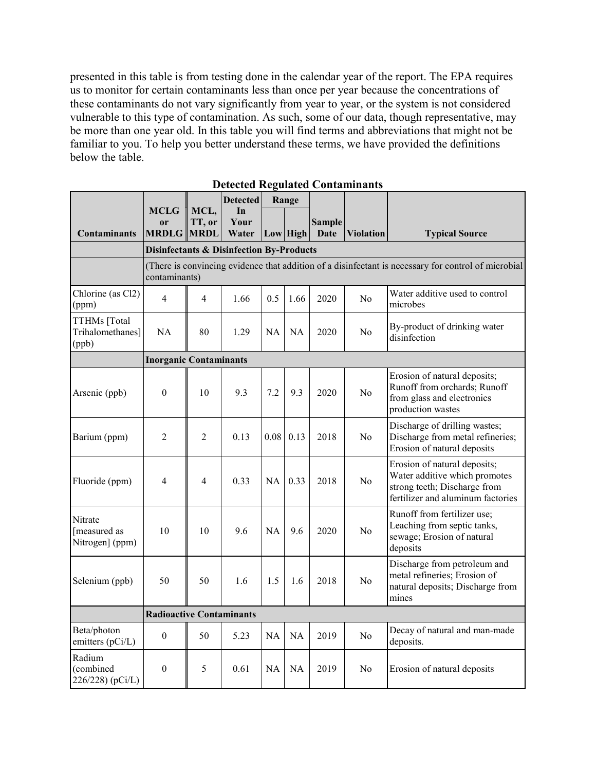presented in this table is from testing done in the calendar year of the report. The EPA requires us to monitor for certain contaminants less than once per year because the concentrations of these contaminants do not vary significantly from year to year, or the system is not considered vulnerable to this type of contamination. As such, some of our data, though representative, may be more than one year old. In this table you will find terms and abbreviations that might not be familiar to you. To help you better understand these terms, we have provided the definitions below the table.

**Detected Regulated Contaminants**

| Contaminants | MCLG or MRDLG | MCL, TT, or MRDL | Detected In Your Water | Range | | Sample Date | Violation | Typical Source |
|---|---|---|---|---|---|---|---|---|
| | | | | Low | High | | | |
| | **Disinfectants & Disinfection By-Products** | | | | | | | |
| | (There is convincing evidence that addition of a disinfectant is necessary for control of microbial contaminants) | | | | | | | |
| Chlorine (as Cl2) (ppm) | 4 | 4 | 1.66 | 0.5 | 1.66 | 2020 | No | Water additive used to control microbes |
| TTHMs [Total Trihalomethanes] (ppb) | NA | 80 | 1.29 | NA | NA | 2020 | No | By-product of drinking water disinfection |
| | **Inorganic Contaminants** | | | | | | | |
| Arsenic (ppb) | 0 | 10 | 9.3 | 7.2 | 9.3 | 2020 | No | Erosion of natural deposits; Runoff from orchards; Runoff from glass and electronics production wastes |
| Barium (ppm) | 2 | 2 | 0.13 | 0.08 | 0.13 | 2018 | No | Discharge of drilling wastes; Discharge from metal refineries; Erosion of natural deposits |
| Fluoride (ppm) | 4 | 4 | 0.33 | NA | 0.33 | 2018 | No | Erosion of natural deposits; Water additive which promotes strong teeth; Discharge from fertilizer and aluminum factories |
| Nitrate [measured as Nitrogen] (ppm) | 10 | 10 | 9.6 | NA | 9.6 | 2020 | No | Runoff from fertilizer use; Leaching from septic tanks, sewage; Erosion of natural deposits |
| Selenium (ppb) | 50 | 50 | 1.6 | 1.5 | 1.6 | 2018 | No | Discharge from petroleum and metal refineries; Erosion of natural deposits; Discharge from mines |
| | **Radioactive Contaminants** | | | | | | | |
| Beta/photon emitters (pCi/L) | 0 | 50 | 5.23 | NA | NA | 2019 | No | Decay of natural and man-made deposits. |
| Radium (combined 226/228) (pCi/L) | 0 | 5 | 0.61 | NA | NA | 2019 | No | Erosion of natural deposits |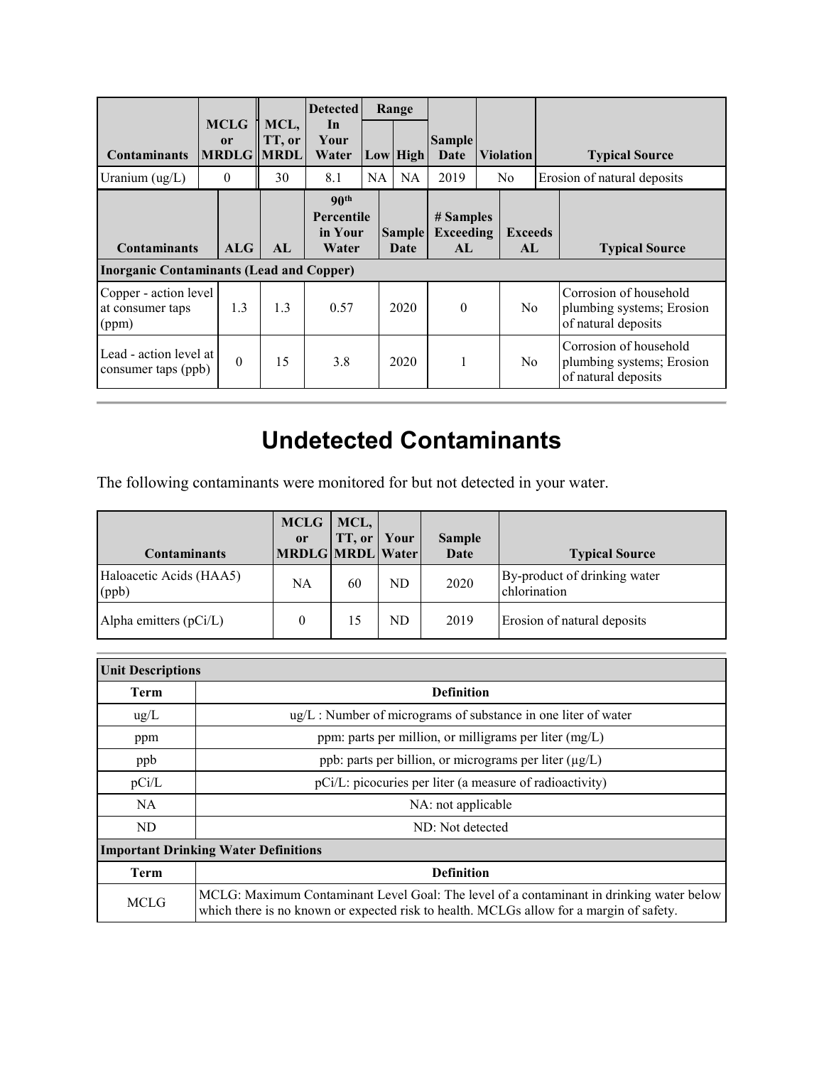| Contaminants | MCLG or MRDLG | MCL, TT, or MRDL | Detected In Your Water | Range | | Sample Date | Violation | Typical Source |
|---|---|---|---|---|---|---|---|---|
| | | | | Low | High | | | |
| Uranium (ug/L) | 0 | 30 | 8.1 | NA | NA | 2019 | No | Erosion of natural deposits |

| Contaminants | ALG | AL | 90th Percentile in Your Water | Sample Date | # Samples Exceeding AL | Exceeds AL | Typical Source |
|---|---|---|---|---|---|---|---|
| **Inorganic Contaminants (Lead and Copper)** | | | | | | | |
| Copper - action level at consumer taps (ppm) | 1.3 | 1.3 | 0.57 | 2020 | 0 | No | Corrosion of household plumbing systems; Erosion of natural deposits |
| Lead - action level at consumer taps (ppb) | 0 | 15 | 3.8 | 2020 | 1 | No | Corrosion of household plumbing systems; Erosion of natural deposits |

# Undetected Contaminants

The following contaminants were monitored for but not detected in your water.

| Contaminants | MCLG or MRDLG | MCL, TT, or MRDL | Your Water | Sample Date | Typical Source |
|---|---|---|---|---|---|
| Haloacetic Acids (HAA5) (ppb) | NA | 60 | ND | 2020 | By-product of drinking water chlorination |
| Alpha emitters (pCi/L) | 0 | 15 | ND | 2019 | Erosion of natural deposits |

| **Unit Descriptions** | |
|---|---|
| **Term** | **Definition** |
| ug/L | ug/L : Number of micrograms of substance in one liter of water |
| ppm | ppm: parts per million, or milligrams per liter (mg/L) |
| ppb | ppb: parts per billion, or micrograms per liter (µg/L) |
| pCi/L | pCi/L: picocuries per liter (a measure of radioactivity) |
| NA | NA: not applicable |
| ND | ND: Not detected |
| **Important Drinking Water Definitions** | |
| **Term** | **Definition** |
| MCLG | MCLG: Maximum Contaminant Level Goal: The level of a contaminant in drinking water below which there is no known or expected risk to health. MCLGs allow for a margin of safety. |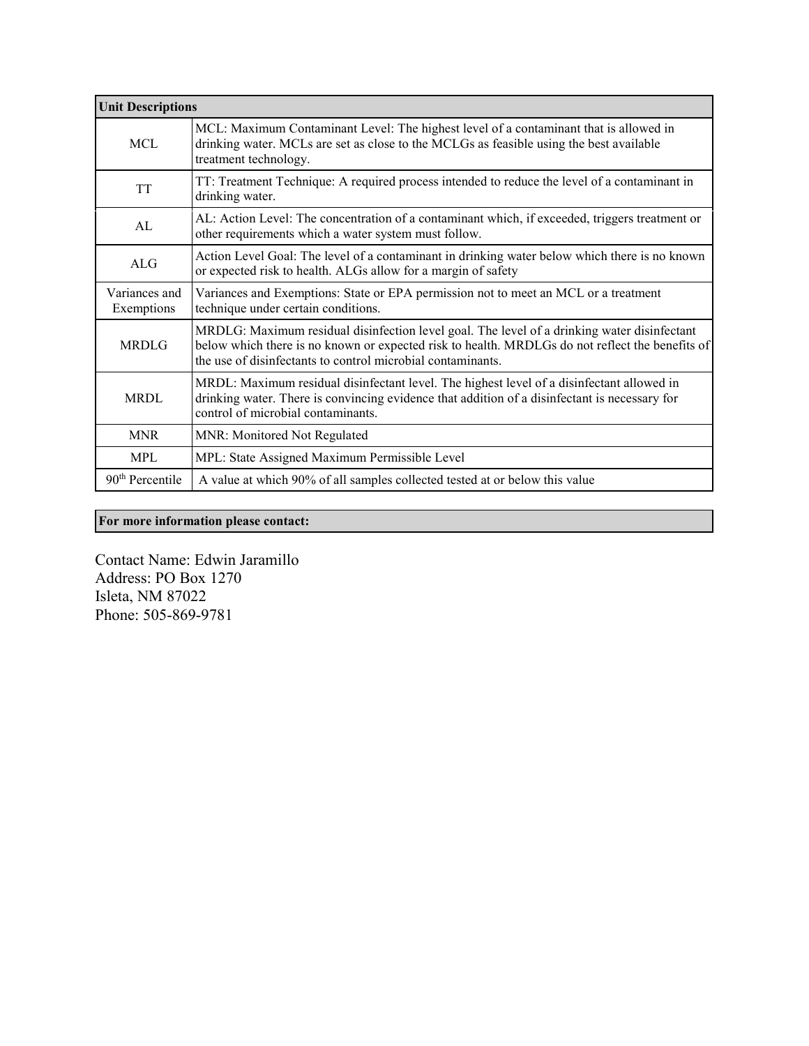| Unit Descriptions | |
|---|---|
| MCL | MCL: Maximum Contaminant Level: The highest level of a contaminant that is allowed in drinking water. MCLs are set as close to the MCLGs as feasible using the best available treatment technology. |
| TT | TT: Treatment Technique: A required process intended to reduce the level of a contaminant in drinking water. |
| AL | AL: Action Level: The concentration of a contaminant which, if exceeded, triggers treatment or other requirements which a water system must follow. |
| ALG | Action Level Goal: The level of a contaminant in drinking water below which there is no known or expected risk to health. ALGs allow for a margin of safety |
| Variances and Exemptions | Variances and Exemptions: State or EPA permission not to meet an MCL or a treatment technique under certain conditions. |
| MRDLG | MRDLG: Maximum residual disinfection level goal. The level of a drinking water disinfectant below which there is no known or expected risk to health. MRDLGs do not reflect the benefits of the use of disinfectants to control microbial contaminants. |
| MRDL | MRDL: Maximum residual disinfectant level. The highest level of a disinfectant allowed in drinking water. There is convincing evidence that addition of a disinfectant is necessary for control of microbial contaminants. |
| MNR | MNR: Monitored Not Regulated |
| MPL | MPL: State Assigned Maximum Permissible Level |
| $90^{th}$ Percentile | A value at which 90% of all samples collected tested at or below this value |

**For more information please contact:**

Contact Name: Edwin Jaramillo
Address: PO Box 1270
Isleta, NM 87022
Phone: 505-869-9781